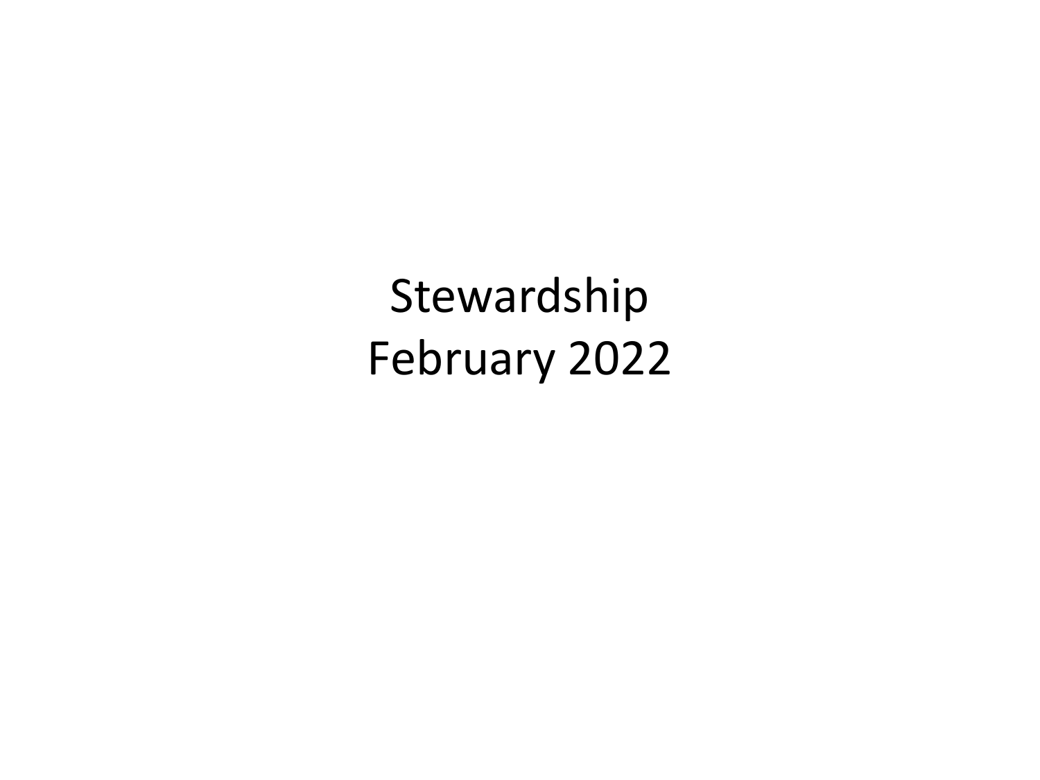# Stewardship
# February 2022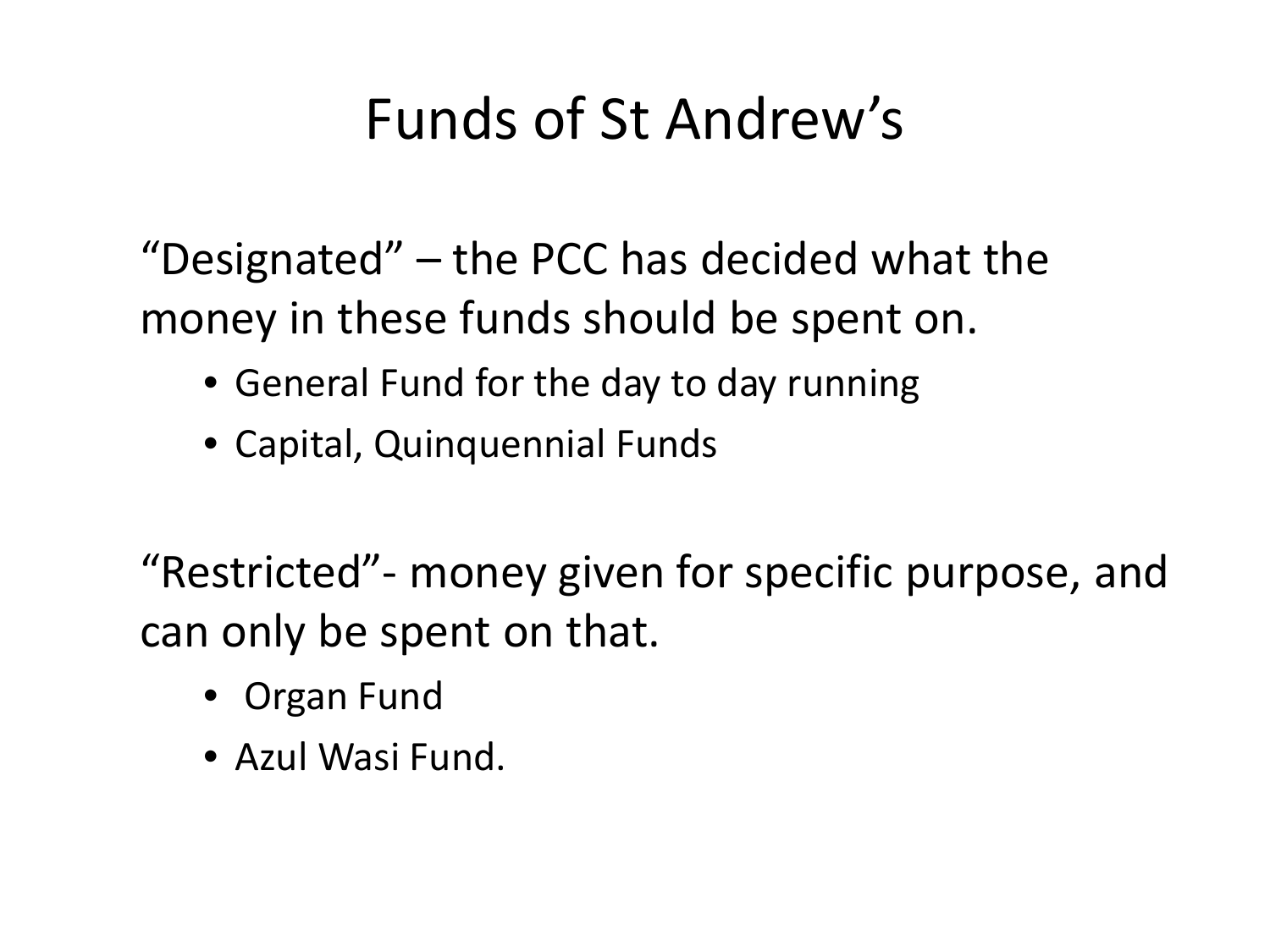# Funds of St Andrew's

"Designated" – the PCC has decided what the money in these funds should be spent on.

- General Fund for the day to day running
- Capital, Quinquennial Funds

"Restricted"- money given for specific purpose, and can only be spent on that.

- Organ Fund
- Azul Wasi Fund.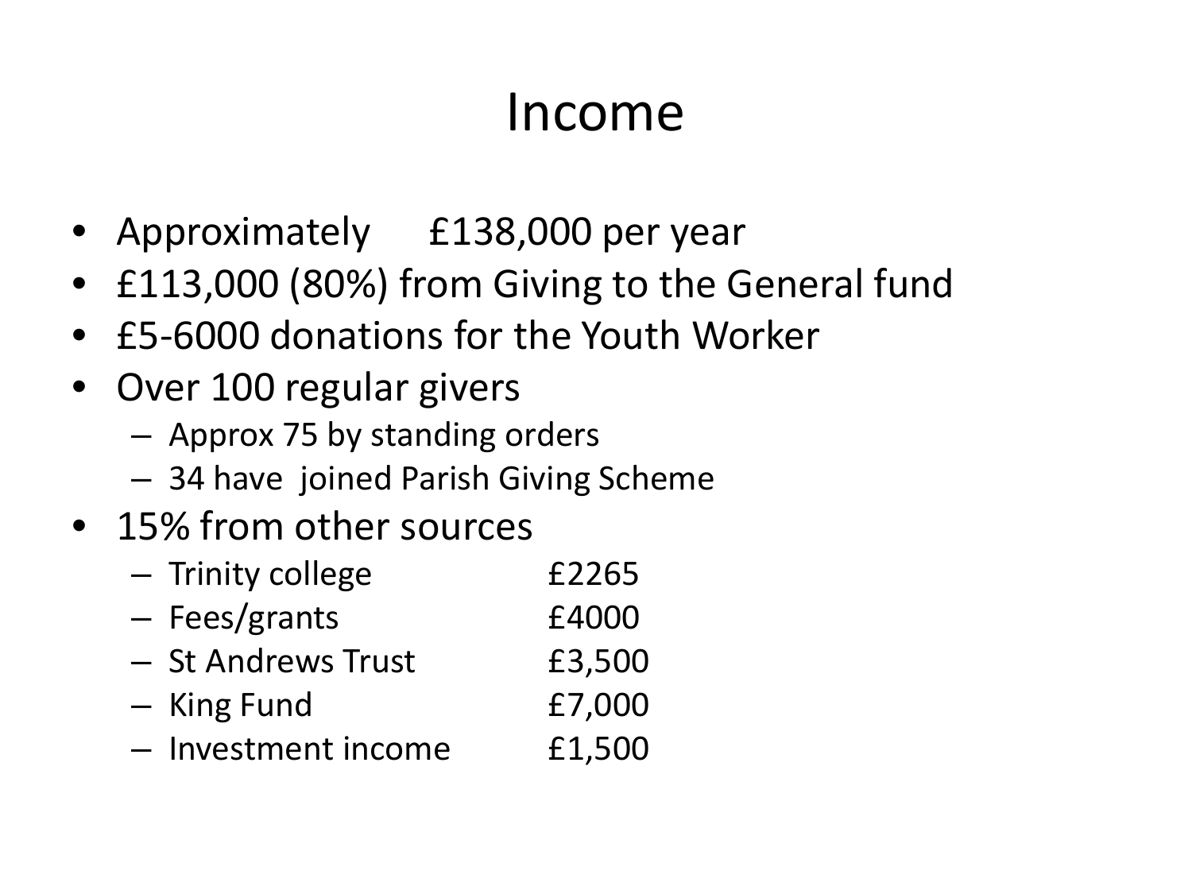# Income

- Approximately £138,000 per year
- £113,000 (80%) from Giving to the General fund
- £5-6000 donations for the Youth Worker
- Over 100 regular givers
  - Approx 75 by standing orders
  - 34 have joined Parish Giving Scheme
- 15% from other sources
  - Trinity college £2265
  - Fees/grants £4000
  - St Andrews Trust £3,500
  - King Fund £7,000
  - Investment income £1,500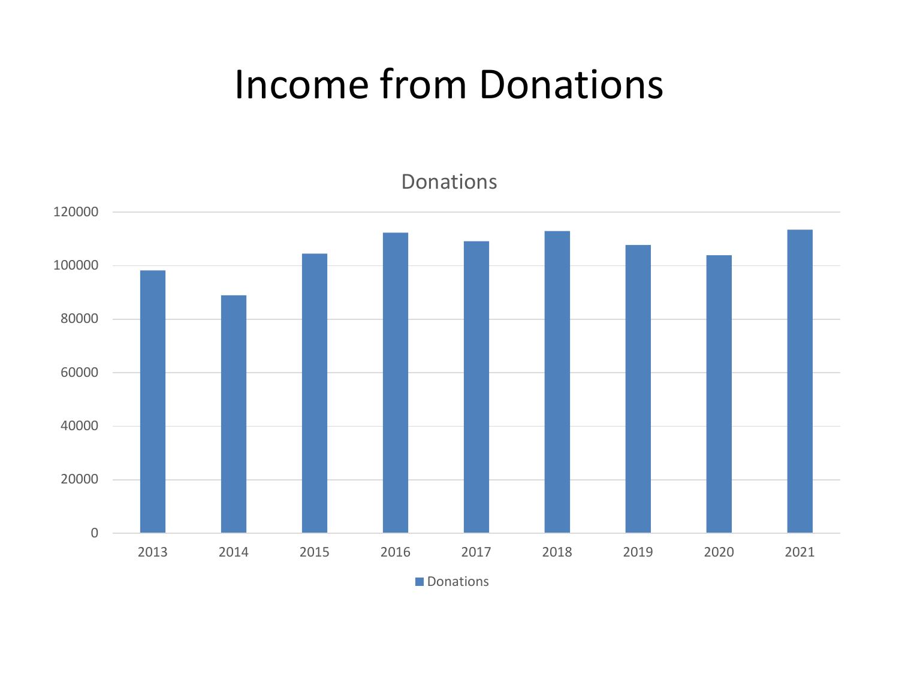# Income from Donations

Donations

| | 2013 | 2014 | 2015 | 2016 | 2017 | 2018 | 2019 | 2020 | 2021 |
|---|---|---|---|---|---|---|---|---|---|
| Donations | ~98000 | ~89000 | ~104500 | ~112500 | ~109000 | ~113000 | ~107500 | ~104000 | ~113500 |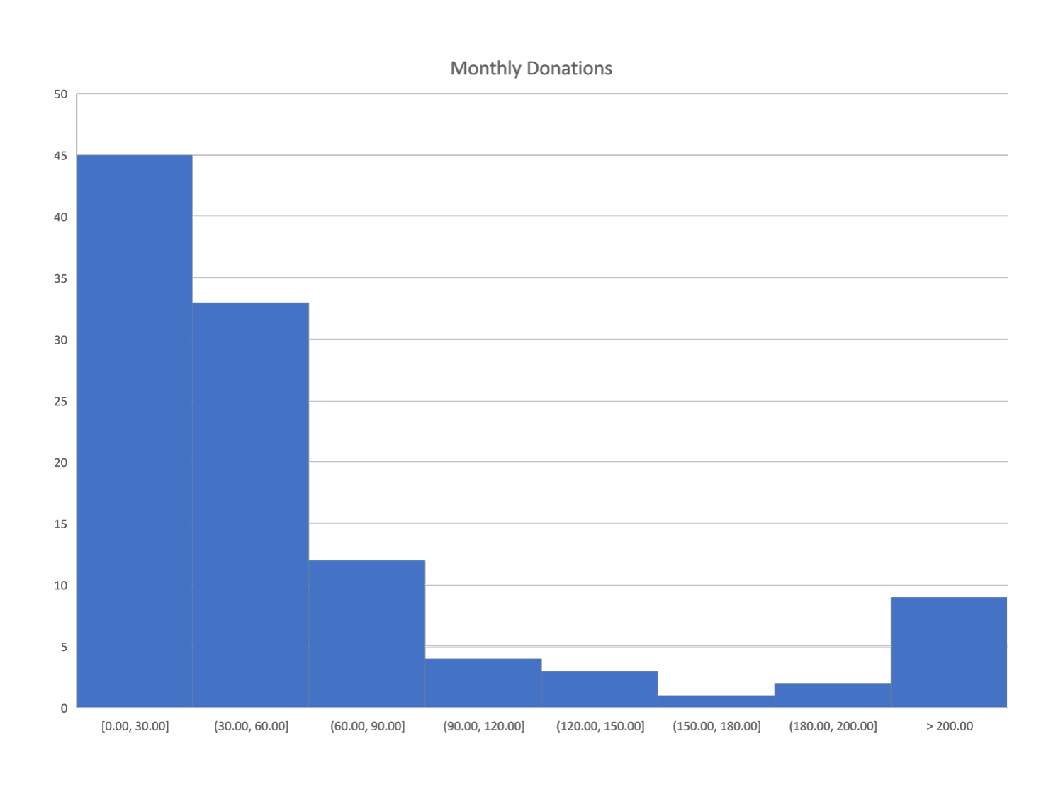# Monthly Donations

| Monthly Donations | Frequency |
| --- | --- |
| [0.00, 30.00] | 45 |
| (30.00, 60.00] | 33 |
| (60.00, 90.00] | 12 |
| (90.00, 120.00] | 4 |
| (120.00, 150.00] | 3 |
| (150.00, 180.00] | 1 |
| (180.00, 200.00] | 2 |
| > 200.00 | 9 |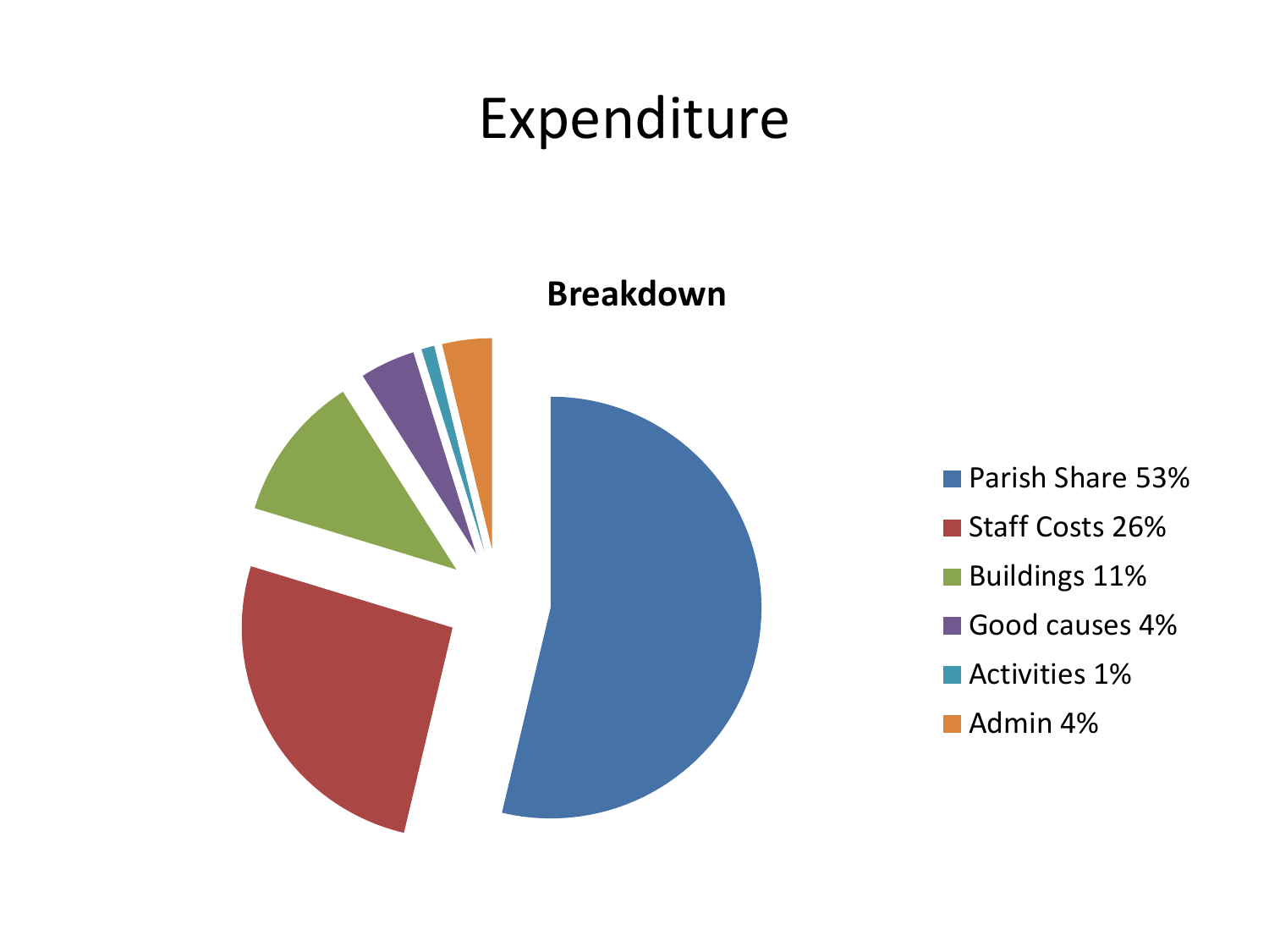# Expenditure

**Breakdown**

- Parish Share 53%
- Staff Costs 26%
- Buildings 11%
- Good causes 4%
- Activities 1%
- Admin 4%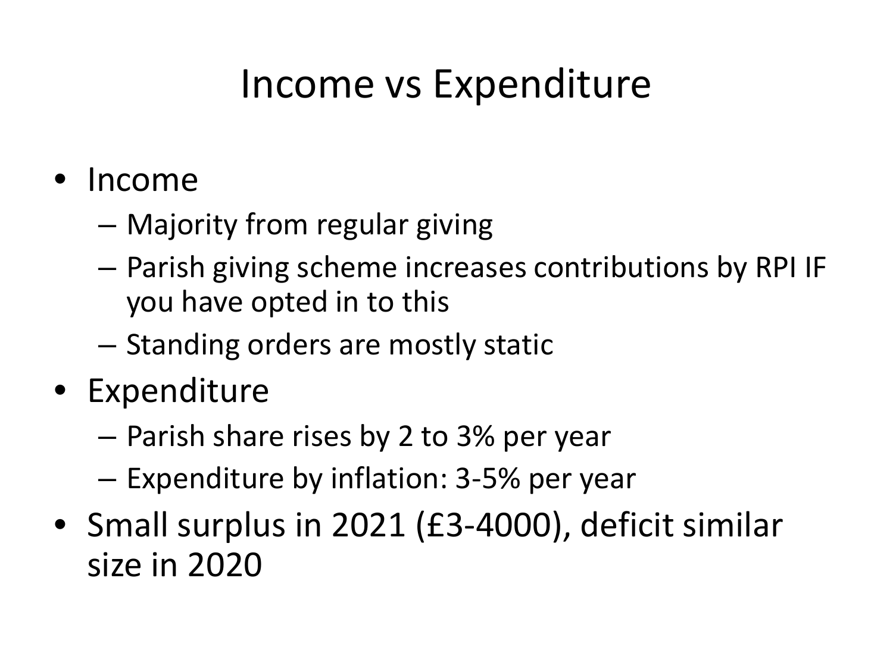# Income vs Expenditure

- Income
  - Majority from regular giving
  - Parish giving scheme increases contributions by RPI IF you have opted in to this
  - Standing orders are mostly static
- Expenditure
  - Parish share rises by 2 to 3% per year
  - Expenditure by inflation: 3-5% per year
- Small surplus in 2021 (£3-4000), deficit similar size in 2020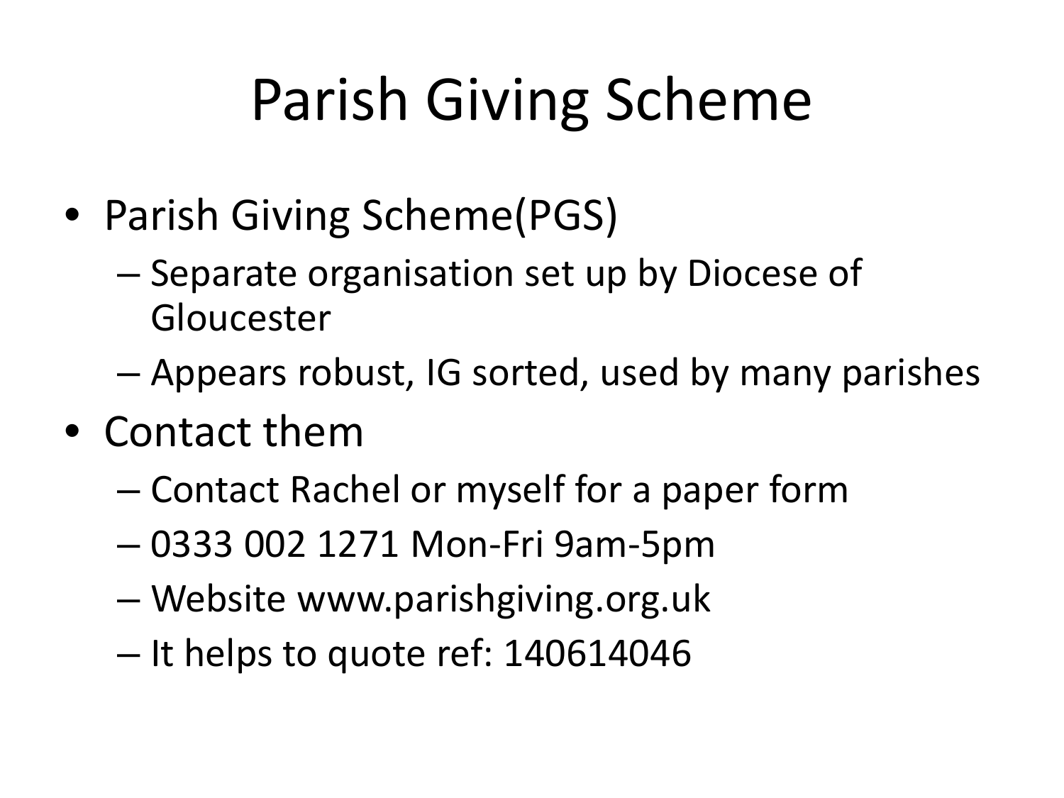# Parish Giving Scheme

- Parish Giving Scheme(PGS)
  - Separate organisation set up by Diocese of Gloucester
  - Appears robust, IG sorted, used by many parishes
- Contact them
  - Contact Rachel or myself for a paper form
  - 0333 002 1271 Mon-Fri 9am-5pm
  - Website www.parishgiving.org.uk
  - It helps to quote ref: 140614046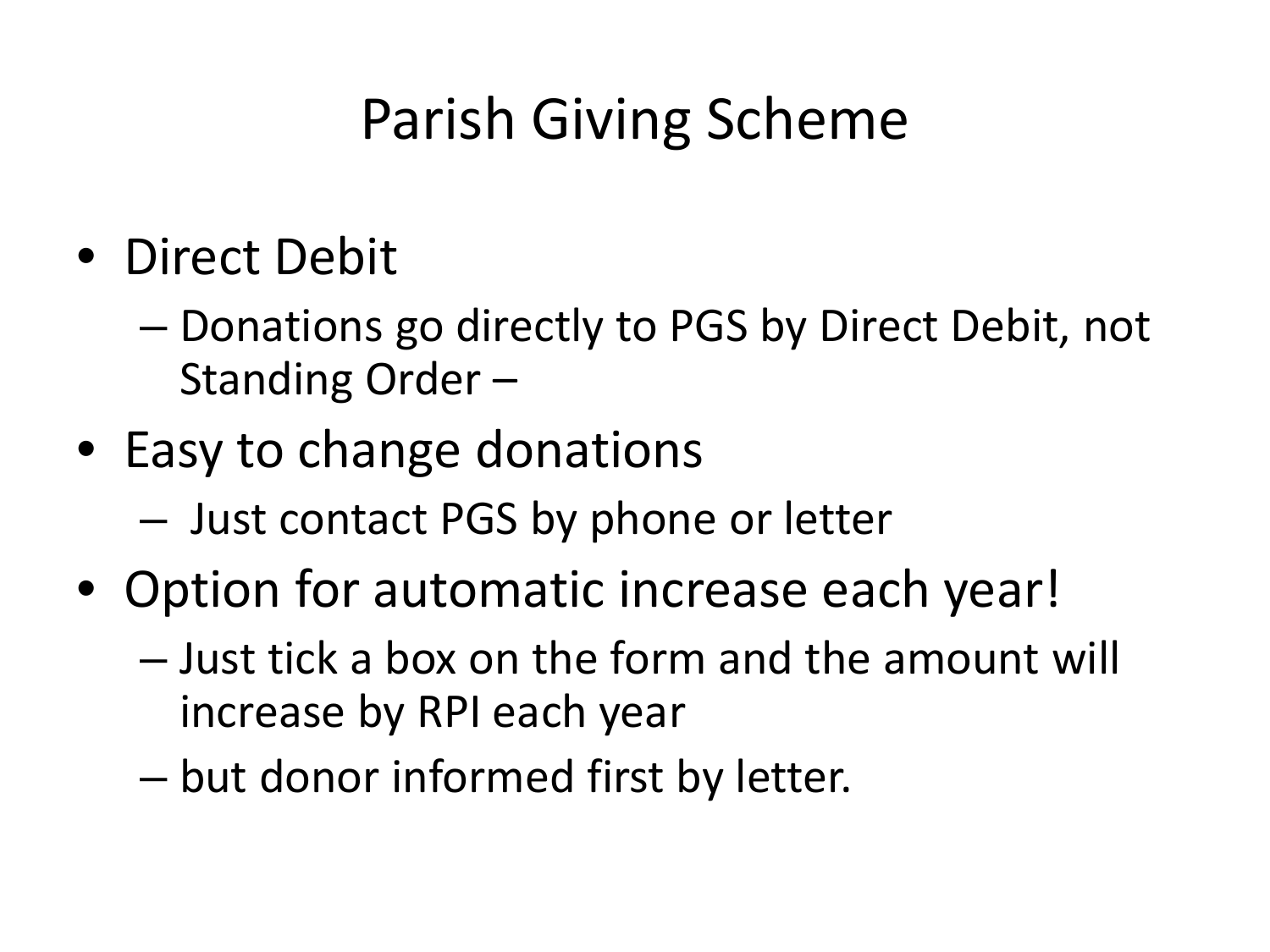# Parish Giving Scheme

- Direct Debit
  - Donations go directly to PGS by Direct Debit, not Standing Order –
- Easy to change donations
  - Just contact PGS by phone or letter
- Option for automatic increase each year!
  - Just tick a box on the form and the amount will increase by RPI each year
  - but donor informed first by letter.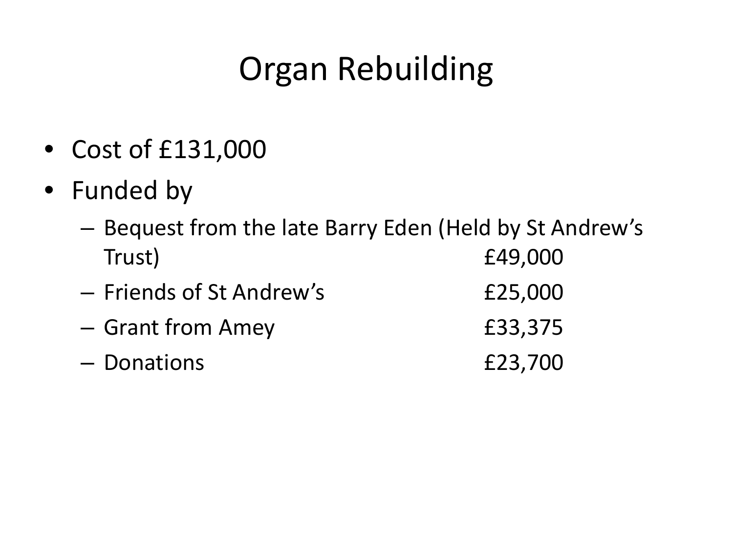# Organ Rebuilding

- Cost of £131,000
- Funded by
  - Bequest from the late Barry Eden (Held by St Andrew's Trust) £49,000
  - Friends of St Andrew's £25,000
  - Grant from Amey £33,375
  - Donations £23,700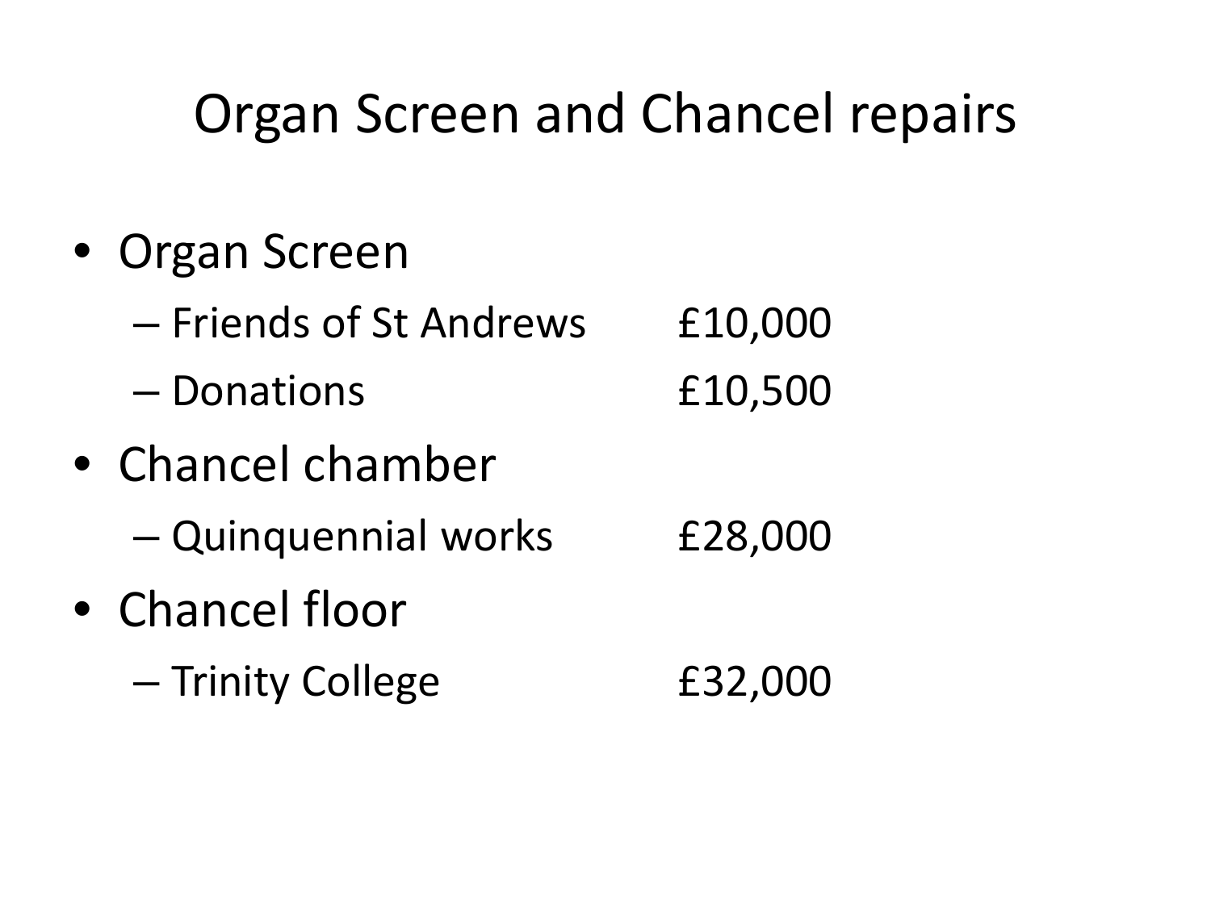# Organ Screen and Chancel repairs

- Organ Screen
  - Friends of St Andrews £10,000
  - Donations £10,500
- Chancel chamber
  - Quinquennial works £28,000
- Chancel floor
  - Trinity College £32,000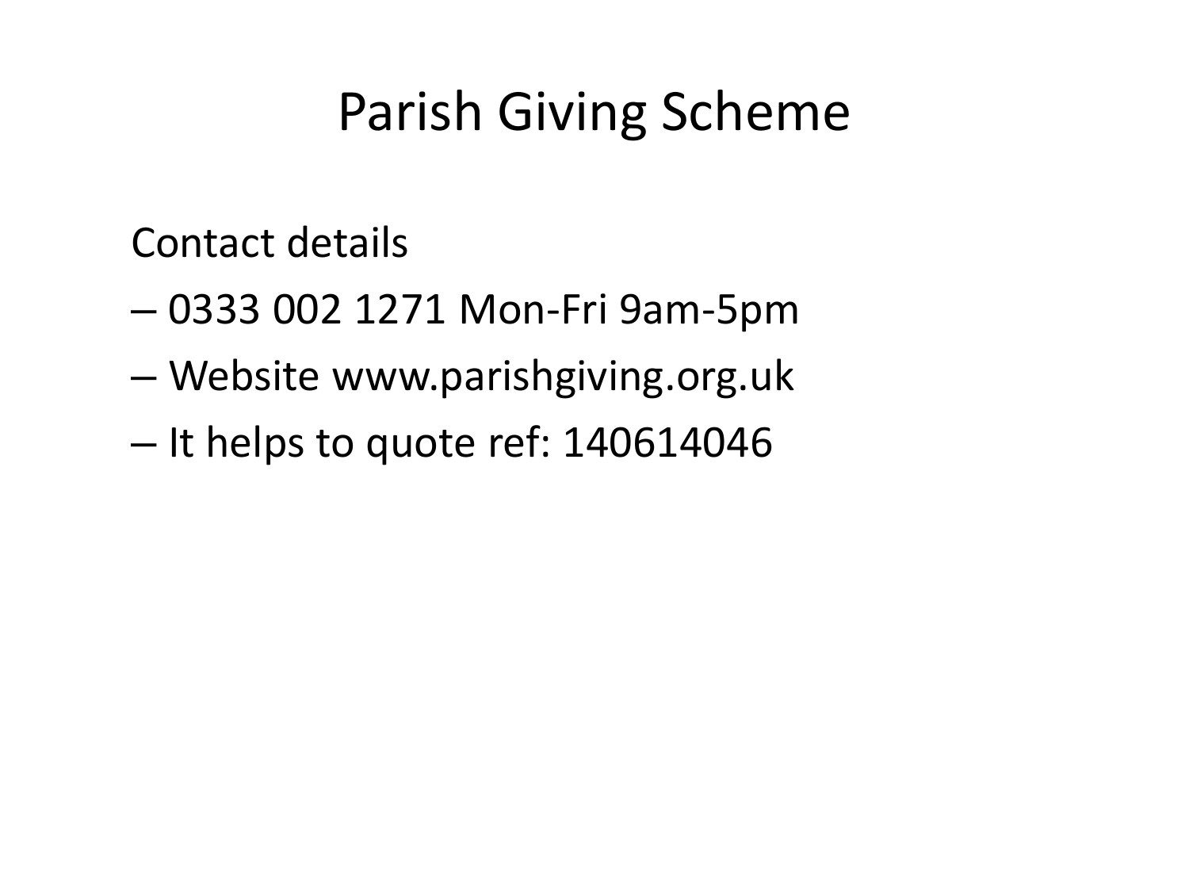# Parish Giving Scheme

Contact details

– 0333 002 1271 Mon-Fri 9am-5pm

– Website www.parishgiving.org.uk

– It helps to quote ref: 140614046